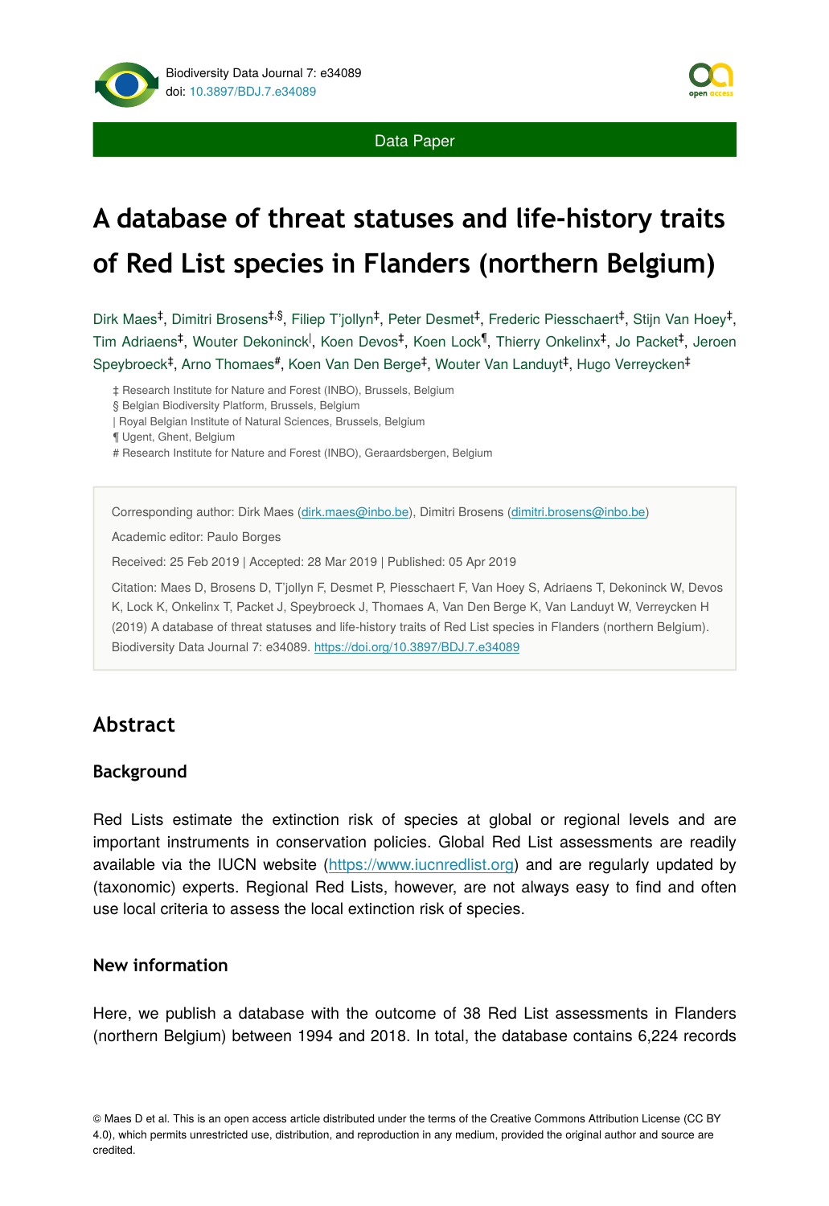Data Paper

# A database of threat statuses and life-history traits of Red List species in Flanders (northern Belgium)

Dirk Maes[‡], Dimitri Brosens[‡,§], Filiep T'jollyn[‡], Peter Desmet[‡], Frederic Piesschaert[‡], Stijn Van Hoey[‡], Tim Adriaens[‡], Wouter Dekoninck[|], Koen Devos[‡], Koen Lock[¶], Thierry Onkelinx[‡], Jo Packet[‡], Jeroen Speybroeck[‡], Arno Thomaes[#], Koen Van Den Berge[‡], Wouter Van Landuyt[‡], Hugo Verreycken[‡]

‡ Research Institute for Nature and Forest (INBO), Brussels, Belgium
§ Belgian Biodiversity Platform, Brussels, Belgium
| Royal Belgian Institute of Natural Sciences, Brussels, Belgium
¶ Ugent, Ghent, Belgium
\# Research Institute for Nature and Forest (INBO), Geraardsbergen, Belgium

Corresponding author: Dirk Maes (dirk.maes@inbo.be), Dimitri Brosens (dimitri.brosens@inbo.be)

Academic editor: Paulo Borges

Received: 25 Feb 2019 | Accepted: 28 Mar 2019 | Published: 05 Apr 2019

Citation: Maes D, Brosens D, T'jollyn F, Desmet P, Piesschaert F, Van Hoey S, Adriaens T, Dekoninck W, Devos K, Lock K, Onkelinx T, Packet J, Speybroeck J, Thomaes A, Van Den Berge K, Van Landuyt W, Verreycken H (2019) A database of threat statuses and life-history traits of Red List species in Flanders (northern Belgium). Biodiversity Data Journal 7: e34089. https://doi.org/10.3897/BDJ.7.e34089

## Abstract

### Background

Red Lists estimate the extinction risk of species at global or regional levels and are important instruments in conservation policies. Global Red List assessments are readily available via the IUCN website (https://www.iucnredlist.org) and are regularly updated by (taxonomic) experts. Regional Red Lists, however, are not always easy to find and often use local criteria to assess the local extinction risk of species.

### New information

Here, we publish a database with the outcome of 38 Red List assessments in Flanders (northern Belgium) between 1994 and 2018. In total, the database contains 6,224 records

© Maes D et al. This is an open access article distributed under the terms of the Creative Commons Attribution License (CC BY 4.0), which permits unrestricted use, distribution, and reproduction in any medium, provided the original author and source are credited.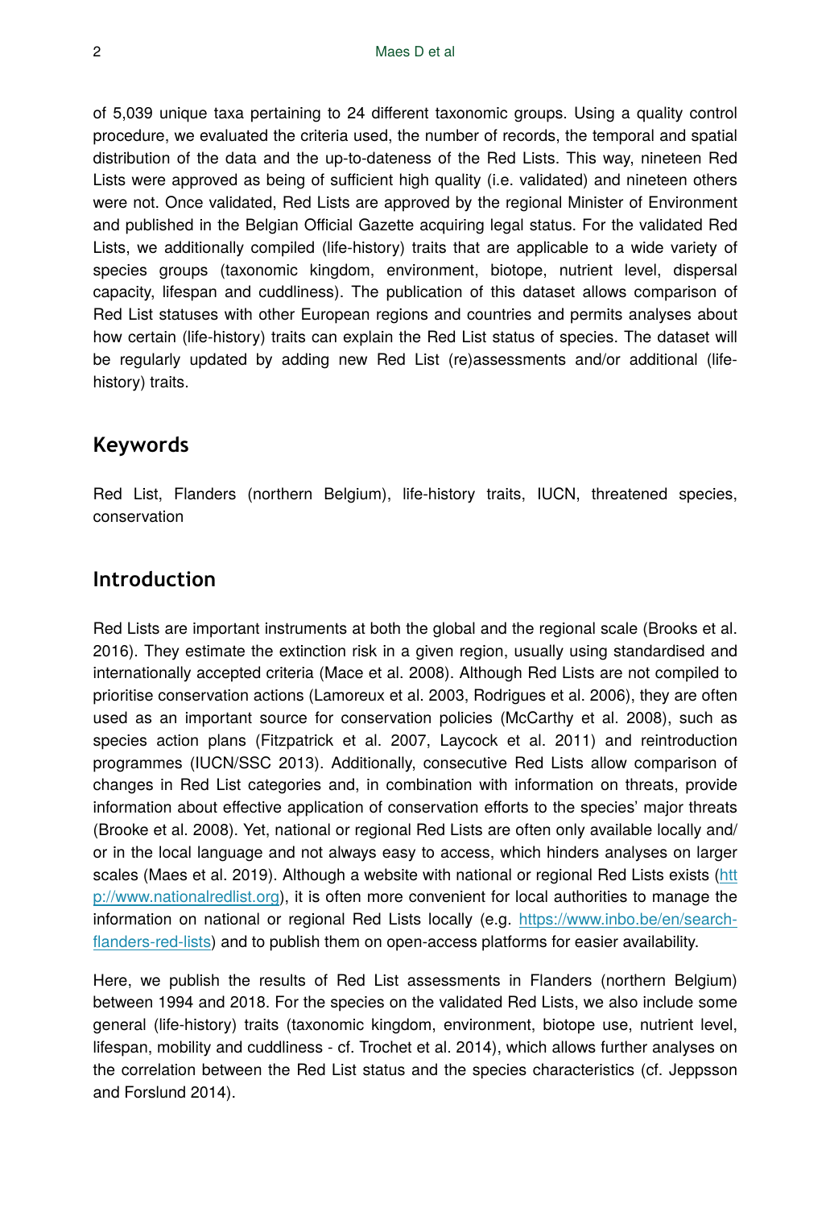of 5,039 unique taxa pertaining to 24 different taxonomic groups. Using a quality control procedure, we evaluated the criteria used, the number of records, the temporal and spatial distribution of the data and the up-to-dateness of the Red Lists. This way, nineteen Red Lists were approved as being of sufficient high quality (i.e. validated) and nineteen others were not. Once validated, Red Lists are approved by the regional Minister of Environment and published in the Belgian Official Gazette acquiring legal status. For the validated Red Lists, we additionally compiled (life-history) traits that are applicable to a wide variety of species groups (taxonomic kingdom, environment, biotope, nutrient level, dispersal capacity, lifespan and cuddliness). The publication of this dataset allows comparison of Red List statuses with other European regions and countries and permits analyses about how certain (life-history) traits can explain the Red List status of species. The dataset will be regularly updated by adding new Red List (re)assessments and/or additional (life-history) traits.

## Keywords

Red List, Flanders (northern Belgium), life-history traits, IUCN, threatened species, conservation

## Introduction

Red Lists are important instruments at both the global and the regional scale (Brooks et al. 2016). They estimate the extinction risk in a given region, usually using standardised and internationally accepted criteria (Mace et al. 2008). Although Red Lists are not compiled to prioritise conservation actions (Lamoreux et al. 2003, Rodrigues et al. 2006), they are often used as an important source for conservation policies (McCarthy et al. 2008), such as species action plans (Fitzpatrick et al. 2007, Laycock et al. 2011) and reintroduction programmes (IUCN/SSC 2013). Additionally, consecutive Red Lists allow comparison of changes in Red List categories and, in combination with information on threats, provide information about effective application of conservation efforts to the species' major threats (Brooke et al. 2008). Yet, national or regional Red Lists are often only available locally and/or in the local language and not always easy to access, which hinders analyses on larger scales (Maes et al. 2019). Although a website with national or regional Red Lists exists (http://www.nationalredlist.org), it is often more convenient for local authorities to manage the information on national or regional Red Lists locally (e.g. https://www.inbo.be/en/search-flanders-red-lists) and to publish them on open-access platforms for easier availability.

Here, we publish the results of Red List assessments in Flanders (northern Belgium) between 1994 and 2018. For the species on the validated Red Lists, we also include some general (life-history) traits (taxonomic kingdom, environment, biotope use, nutrient level, lifespan, mobility and cuddliness - cf. Trochet et al. 2014), which allows further analyses on the correlation between the Red List status and the species characteristics (cf. Jeppsson and Forslund 2014).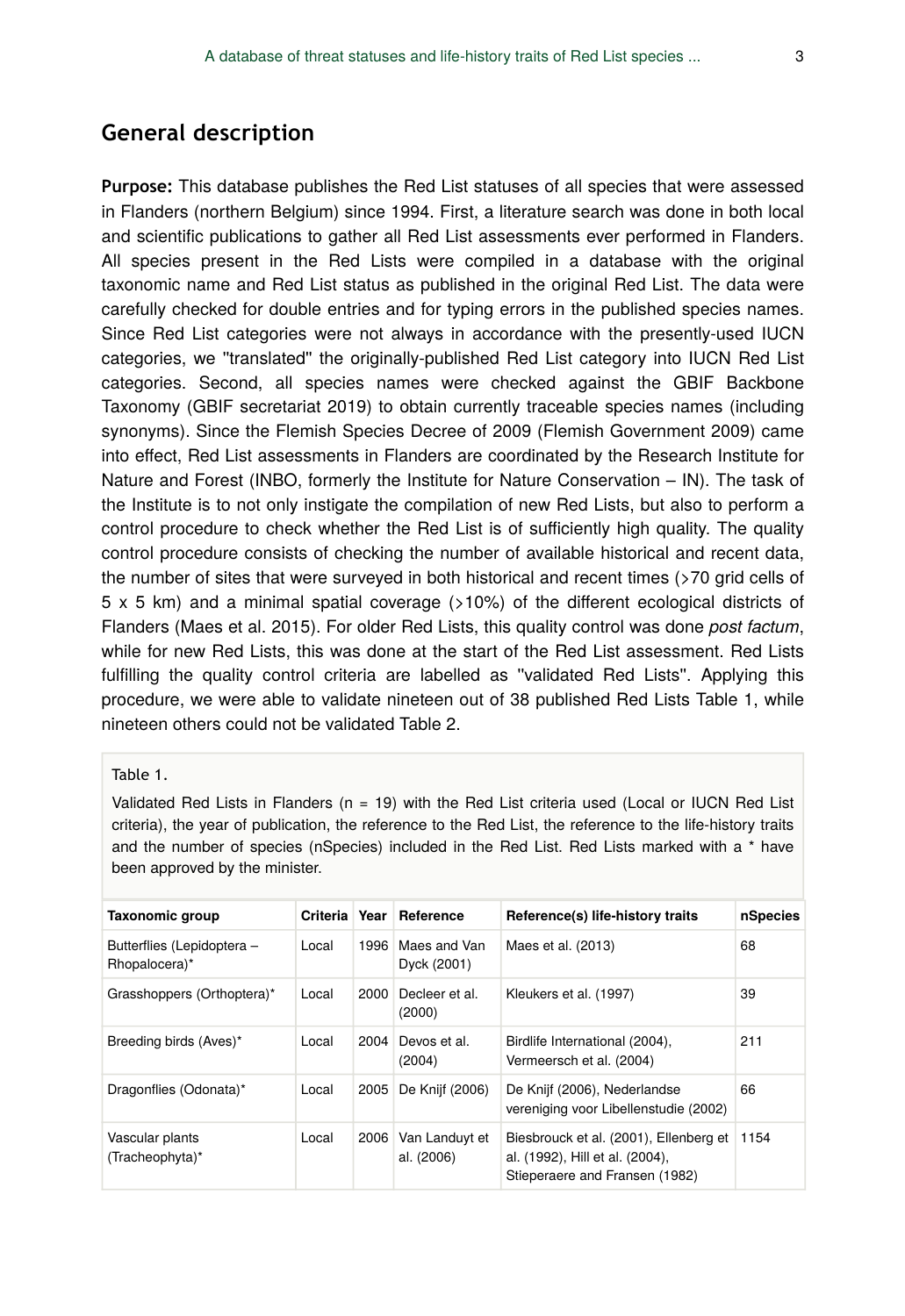## General description

**Purpose:** This database publishes the Red List statuses of all species that were assessed in Flanders (northern Belgium) since 1994. First, a literature search was done in both local and scientific publications to gather all Red List assessments ever performed in Flanders. All species present in the Red Lists were compiled in a database with the original taxonomic name and Red List status as published in the original Red List. The data were carefully checked for double entries and for typing errors in the published species names. Since Red List categories were not always in accordance with the presently-used IUCN categories, we "translated" the originally-published Red List category into IUCN Red List categories. Second, all species names were checked against the GBIF Backbone Taxonomy (GBIF secretariat 2019) to obtain currently traceable species names (including synonyms). Since the Flemish Species Decree of 2009 (Flemish Government 2009) came into effect, Red List assessments in Flanders are coordinated by the Research Institute for Nature and Forest (INBO, formerly the Institute for Nature Conservation – IN). The task of the Institute is to not only instigate the compilation of new Red Lists, but also to perform a control procedure to check whether the Red List is of sufficiently high quality. The quality control procedure consists of checking the number of available historical and recent data, the number of sites that were surveyed in both historical and recent times (>70 grid cells of 5 x 5 km) and a minimal spatial coverage (>10%) of the different ecological districts of Flanders (Maes et al. 2015). For older Red Lists, this quality control was done *post factum*, while for new Red Lists, this was done at the start of the Red List assessment. Red Lists fulfilling the quality control criteria are labelled as "validated Red Lists". Applying this procedure, we were able to validate nineteen out of 38 published Red Lists Table 1, while nineteen others could not be validated Table 2.

Table 1.

Validated Red Lists in Flanders (n = 19) with the Red List criteria used (Local or IUCN Red List criteria), the year of publication, the reference to the Red List, the reference to the life-history traits and the number of species (nSpecies) included in the Red List. Red Lists marked with a * have been approved by the minister.

| Taxonomic group | Criteria | Year | Reference | Reference(s) life-history traits | nSpecies |
|---|---|---|---|---|---|
| Butterflies (Lepidoptera – Rhopalocera)* | Local | 1996 | Maes and Van Dyck (2001) | Maes et al. (2013) | 68 |
| Grasshoppers (Orthoptera)* | Local | 2000 | Decleer et al. (2000) | Kleukers et al. (1997) | 39 |
| Breeding birds (Aves)* | Local | 2004 | Devos et al. (2004) | Birdlife International (2004), Vermeersch et al. (2004) | 211 |
| Dragonflies (Odonata)* | Local | 2005 | De Knijf (2006) | De Knijf (2006), Nederlandse vereniging voor Libellenstudie (2002) | 66 |
| Vascular plants (Tracheophyta)* | Local | 2006 | Van Landuyt et al. (2006) | Biesbrouck et al. (2001), Ellenberg et al. (1992), Hill et al. (2004), Stieperaere and Fransen (1982) | 1154 |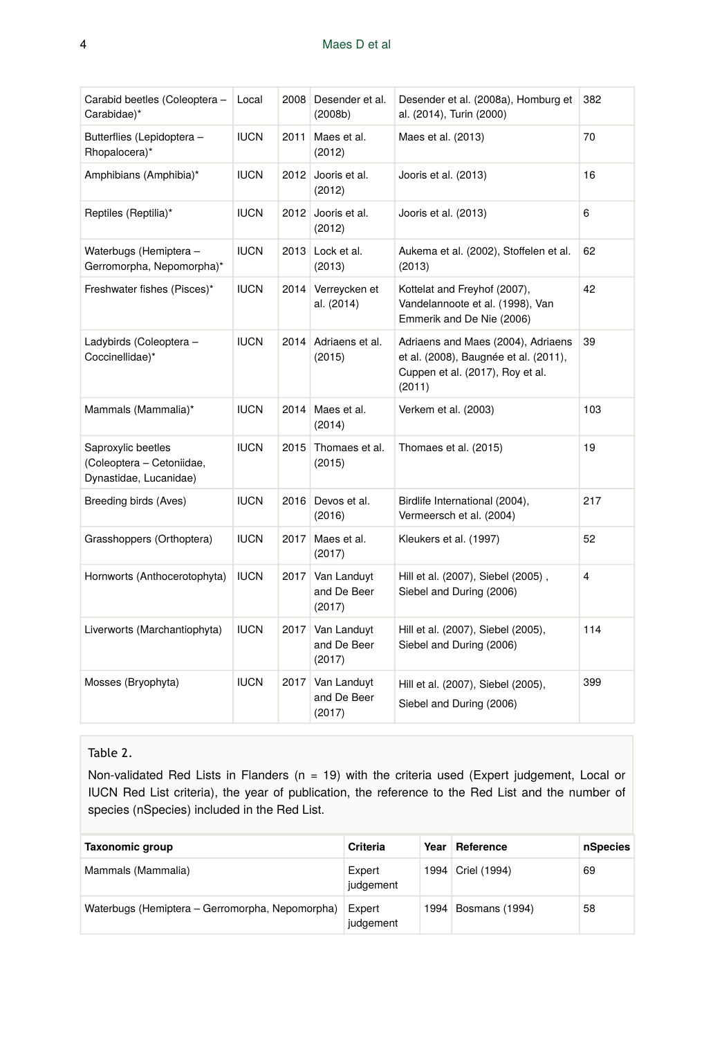| Carabid beetles (Coleoptera – Carabidae)* | Local | 2008 | Desender et al. (2008b) | Desender et al. (2008a), Homburg et al. (2014), Turin (2000) | 382 |
|---|---|---|---|---|---|
| Butterflies (Lepidoptera – Rhopalocera)* | IUCN | 2011 | Maes et al. (2012) | Maes et al. (2013) | 70 |
| Amphibians (Amphibia)* | IUCN | 2012 | Jooris et al. (2012) | Jooris et al. (2013) | 16 |
| Reptiles (Reptilia)* | IUCN | 2012 | Jooris et al. (2012) | Jooris et al. (2013) | 6 |
| Waterbugs (Hemiptera – Gerromorpha, Nepomorpha)* | IUCN | 2013 | Lock et al. (2013) | Aukema et al. (2002), Stoffelen et al. (2013) | 62 |
| Freshwater fishes (Pisces)* | IUCN | 2014 | Verreycken et al. (2014) | Kottelat and Freyhof (2007), Vandelannoote et al. (1998), Van Emmerik and De Nie (2006) | 42 |
| Ladybirds (Coleoptera – Coccinellidae)* | IUCN | 2014 | Adriaens et al. (2015) | Adriaens and Maes (2004), Adriaens et al. (2008), Baugnée et al. (2011), Cuppen et al. (2017), Roy et al. (2011) | 39 |
| Mammals (Mammalia)* | IUCN | 2014 | Maes et al. (2014) | Verkem et al. (2003) | 103 |
| Saproxylic beetles (Coleoptera – Cetoniidae, Dynastidae, Lucanidae) | IUCN | 2015 | Thomaes et al. (2015) | Thomaes et al. (2015) | 19 |
| Breeding birds (Aves) | IUCN | 2016 | Devos et al. (2016) | Birdlife International (2004), Vermeersch et al. (2004) | 217 |
| Grasshoppers (Orthoptera) | IUCN | 2017 | Maes et al. (2017) | Kleukers et al. (1997) | 52 |
| Hornworts (Anthocerotophyta) | IUCN | 2017 | Van Landuyt and De Beer (2017) | Hill et al. (2007), Siebel (2005) , Siebel and During (2006) | 4 |
| Liverworts (Marchantiophyta) | IUCN | 2017 | Van Landuyt and De Beer (2017) | Hill et al. (2007), Siebel (2005), Siebel and During (2006) | 114 |
| Mosses (Bryophyta) | IUCN | 2017 | Van Landuyt and De Beer (2017) | Hill et al. (2007), Siebel (2005), Siebel and During (2006) | 399 |

Table 2.

Non-validated Red Lists in Flanders (n = 19) with the criteria used (Expert judgement, Local or IUCN Red List criteria), the year of publication, the reference to the Red List and the number of species (nSpecies) included in the Red List.

| Taxonomic group | Criteria | Year | Reference | nSpecies |
|---|---|---|---|---|
| Mammals (Mammalia) | Expert judgement | 1994 | Criel (1994) | 69 |
| Waterbugs (Hemiptera – Gerromorpha, Nepomorpha) | Expert judgement | 1994 | Bosmans (1994) | 58 |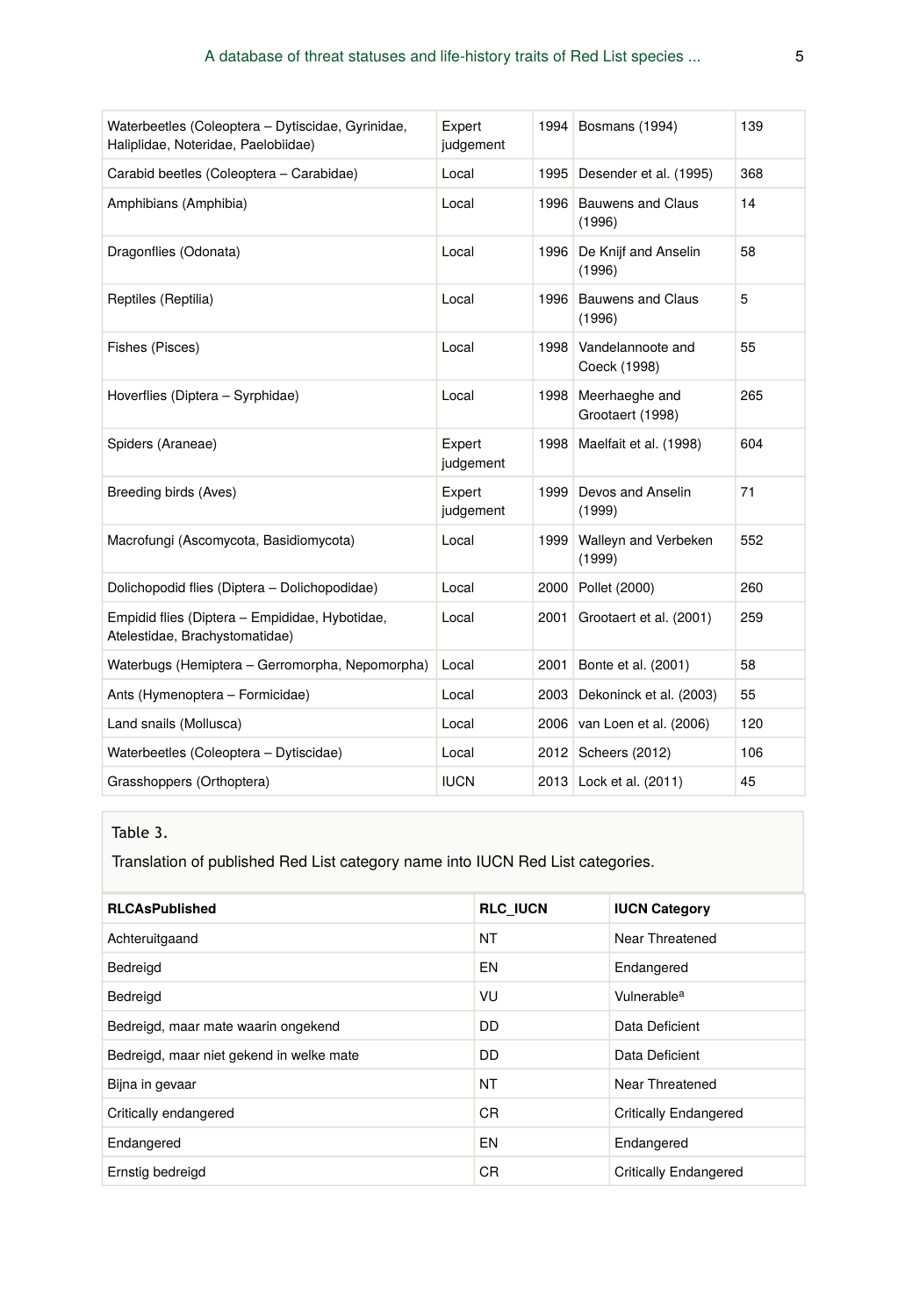| | | | | |
|---|---|---|---|---|
| Waterbeetles (Coleoptera – Dytiscidae, Gyrinidae, Haliplidae, Noteridae, Paelobiidae) | Expert judgement | 1994 | Bosmans (1994) | 139 |
| Carabid beetles (Coleoptera – Carabidae) | Local | 1995 | Desender et al. (1995) | 368 |
| Amphibians (Amphibia) | Local | 1996 | Bauwens and Claus (1996) | 14 |
| Dragonflies (Odonata) | Local | 1996 | De Knijf and Anselin (1996) | 58 |
| Reptiles (Reptilia) | Local | 1996 | Bauwens and Claus (1996) | 5 |
| Fishes (Pisces) | Local | 1998 | Vandelannoote and Coeck (1998) | 55 |
| Hoverflies (Diptera – Syrphidae) | Local | 1998 | Meerhaeghe and Grootaert (1998) | 265 |
| Spiders (Araneae) | Expert judgement | 1998 | Maelfait et al. (1998) | 604 |
| Breeding birds (Aves) | Expert judgement | 1999 | Devos and Anselin (1999) | 71 |
| Macrofungi (Ascomycota, Basidiomycota) | Local | 1999 | Walleyn and Verbeken (1999) | 552 |
| Dolichopodid flies (Diptera – Dolichopodidae) | Local | 2000 | Pollet (2000) | 260 |
| Empidid flies (Diptera – Empididae, Hybotidae, Atelestidae, Brachystomatidae) | Local | 2001 | Grootaert et al. (2001) | 259 |
| Waterbugs (Hemiptera – Gerromorpha, Nepomorpha) | Local | 2001 | Bonte et al. (2001) | 58 |
| Ants (Hymenoptera – Formicidae) | Local | 2003 | Dekoninck et al. (2003) | 55 |
| Land snails (Mollusca) | Local | 2006 | van Loen et al. (2006) | 120 |
| Waterbeetles (Coleoptera – Dytiscidae) | Local | 2012 | Scheers (2012) | 106 |
| Grasshoppers (Orthoptera) | IUCN | 2013 | Lock et al. (2011) | 45 |

Table 3.

Translation of published Red List category name into IUCN Red List categories.

| RLCAsPublished | RLC_IUCN | IUCN Category |
|---|---|---|
| Achteruitgaand | NT | Near Threatened |
| Bedreigd | EN | Endangered |
| Bedreigd | VU | Vulnerable[a] |
| Bedreigd, maar mate waarin ongekend | DD | Data Deficient |
| Bedreigd, maar niet gekend in welke mate | DD | Data Deficient |
| Bijna in gevaar | NT | Near Threatened |
| Critically endangered | CR | Critically Endangered |
| Endangered | EN | Endangered |
| Ernstig bedreigd | CR | Critically Endangered |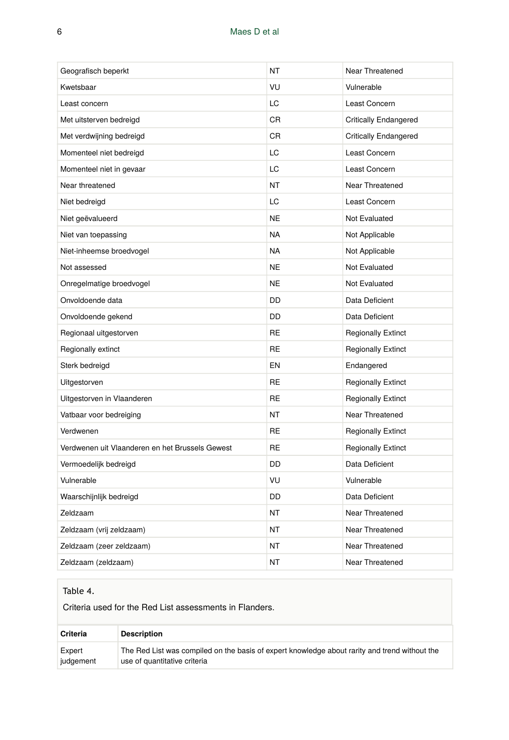| | | |
|---|---|---|
| Geografisch beperkt | NT | Near Threatened |
| Kwetsbaar | VU | Vulnerable |
| Least concern | LC | Least Concern |
| Met uitsterven bedreigd | CR | Critically Endangered |
| Met verdwijning bedreigd | CR | Critically Endangered |
| Momenteel niet bedreigd | LC | Least Concern |
| Momenteel niet in gevaar | LC | Least Concern |
| Near threatened | NT | Near Threatened |
| Niet bedreigd | LC | Least Concern |
| Niet geëvalueerd | NE | Not Evaluated |
| Niet van toepassing | NA | Not Applicable |
| Niet-inheemse broedvogel | NA | Not Applicable |
| Not assessed | NE | Not Evaluated |
| Onregelmatige broedvogel | NE | Not Evaluated |
| Onvoldoende data | DD | Data Deficient |
| Onvoldoende gekend | DD | Data Deficient |
| Regionaal uitgestorven | RE | Regionally Extinct |
| Regionally extinct | RE | Regionally Extinct |
| Sterk bedreigd | EN | Endangered |
| Uitgestorven | RE | Regionally Extinct |
| Uitgestorven in Vlaanderen | RE | Regionally Extinct |
| Vatbaar voor bedreiging | NT | Near Threatened |
| Verdwenen | RE | Regionally Extinct |
| Verdwenen uit Vlaanderen en het Brussels Gewest | RE | Regionally Extinct |
| Vermoedelijk bedreigd | DD | Data Deficient |
| Vulnerable | VU | Vulnerable |
| Waarschijnlijk bedreigd | DD | Data Deficient |
| Zeldzaam | NT | Near Threatened |
| Zeldzaam (vrij zeldzaam) | NT | Near Threatened |
| Zeldzaam (zeer zeldzaam) | NT | Near Threatened |
| Zeldzaam (zeldzaam) | NT | Near Threatened |

Table 4.

Criteria used for the Red List assessments in Flanders.

| Criteria | Description |
|---|---|
| Expert judgement | The Red List was compiled on the basis of expert knowledge about rarity and trend without the use of quantitative criteria |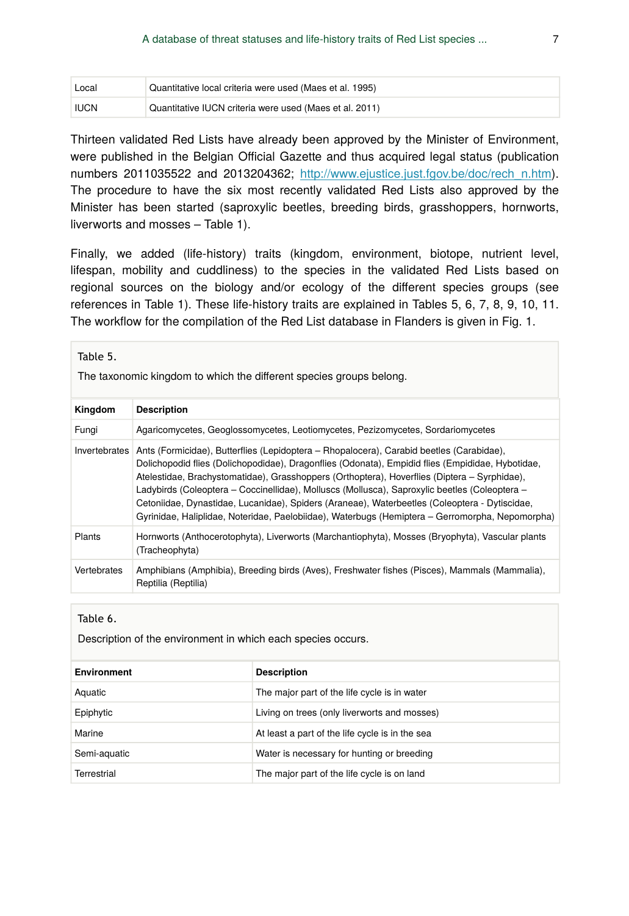| | |
|---|---|
| Local | Quantitative local criteria were used (Maes et al. 1995) |
| IUCN | Quantitative IUCN criteria were used (Maes et al. 2011) |

Thirteen validated Red Lists have already been approved by the Minister of Environment, were published in the Belgian Official Gazette and thus acquired legal status (publication numbers 2011035522 and 2013204362; http://www.ejustice.just.fgov.be/doc/rech_n.htm). The procedure to have the six most recently validated Red Lists also approved by the Minister has been started (saproxylic beetles, breeding birds, grasshoppers, hornworts, liverworts and mosses – Table 1).

Finally, we added (life-history) traits (kingdom, environment, biotope, nutrient level, lifespan, mobility and cuddliness) to the species in the validated Red Lists based on regional sources on the biology and/or ecology of the different species groups (see references in Table 1). These life-history traits are explained in Tables 5, 6, 7, 8, 9, 10, 11. The workflow for the compilation of the Red List database in Flanders is given in Fig. 1.

Table 5.

The taxonomic kingdom to which the different species groups belong.

| Kingdom | Description |
|---|---|
| Fungi | Agaricomycetes, Geoglossomycetes, Leotiomycetes, Pezizomycetes, Sordariomycetes |
| Invertebrates | Ants (Formicidae), Butterflies (Lepidoptera – Rhopalocera), Carabid beetles (Carabidae), Dolichopodid flies (Dolichopodidae), Dragonflies (Odonata), Empidid flies (Empididae, Hybotidae, Atelestidae, Brachystomatidae), Grasshoppers (Orthoptera), Hoverflies (Diptera – Syrphidae), Ladybirds (Coleoptera – Coccinellidae), Molluscs (Mollusca), Saproxylic beetles (Coleoptera – Cetoniidae, Dynastidae, Lucanidae), Spiders (Araneae), Waterbeetles (Coleoptera - Dytiscidae, Gyrinidae, Haliplidae, Noteridae, Paelobiidae), Waterbugs (Hemiptera – Gerromorpha, Nepomorpha) |
| Plants | Hornworts (Anthocerotophyta), Liverworts (Marchantiophyta), Mosses (Bryophyta), Vascular plants (Tracheophyta) |
| Vertebrates | Amphibians (Amphibia), Breeding birds (Aves), Freshwater fishes (Pisces), Mammals (Mammalia), Reptilia (Reptilia) |

Table 6.

Description of the environment in which each species occurs.

| Environment | Description |
|---|---|
| Aquatic | The major part of the life cycle is in water |
| Epiphytic | Living on trees (only liverworts and mosses) |
| Marine | At least a part of the life cycle is in the sea |
| Semi-aquatic | Water is necessary for hunting or breeding |
| Terrestrial | The major part of the life cycle is on land |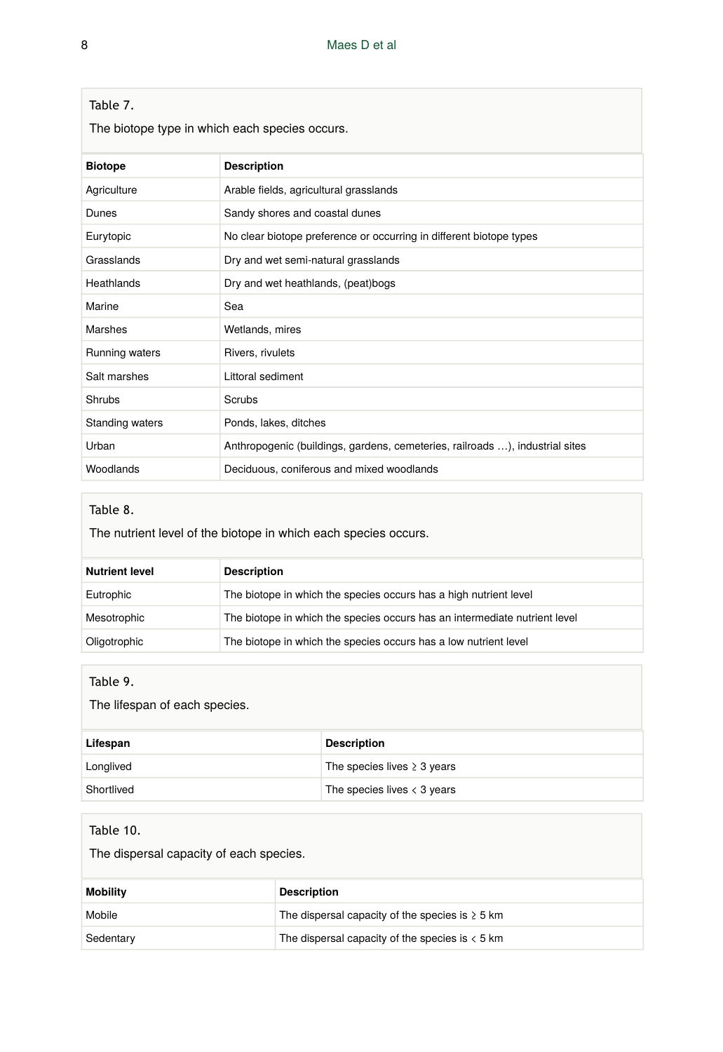Table 7.

The biotope type in which each species occurs.

| Biotope | Description |
| --- | --- |
| Agriculture | Arable fields, agricultural grasslands |
| Dunes | Sandy shores and coastal dunes |
| Eurytopic | No clear biotope preference or occurring in different biotope types |
| Grasslands | Dry and wet semi-natural grasslands |
| Heathlands | Dry and wet heathlands, (peat)bogs |
| Marine | Sea |
| Marshes | Wetlands, mires |
| Running waters | Rivers, rivulets |
| Salt marshes | Littoral sediment |
| Shrubs | Scrubs |
| Standing waters | Ponds, lakes, ditches |
| Urban | Anthropogenic (buildings, gardens, cemeteries, railroads …), industrial sites |
| Woodlands | Deciduous, coniferous and mixed woodlands |

Table 8.

The nutrient level of the biotope in which each species occurs.

| Nutrient level | Description |
| --- | --- |
| Eutrophic | The biotope in which the species occurs has a high nutrient level |
| Mesotrophic | The biotope in which the species occurs has an intermediate nutrient level |
| Oligotrophic | The biotope in which the species occurs has a low nutrient level |

Table 9.

The lifespan of each species.

| Lifespan | Description |
| --- | --- |
| Longlived | The species lives ≥ 3 years |
| Shortlived | The species lives < 3 years |

Table 10.

The dispersal capacity of each species.

| Mobility | Description |
| --- | --- |
| Mobile | The dispersal capacity of the species is ≥ 5 km |
| Sedentary | The dispersal capacity of the species is < 5 km |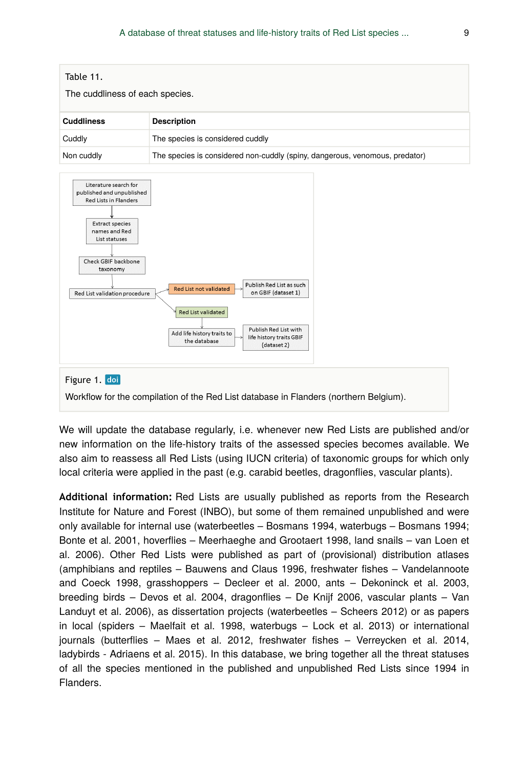Table 11.

The cuddliness of each species.

| Cuddliness | Description |
| --- | --- |
| Cuddly | The species is considered cuddly |
| Non cuddly | The species is considered non-cuddly (spiny, dangerous, venomous, predator) |

Figure 1. doi

Workflow for the compilation of the Red List database in Flanders (northern Belgium).

We will update the database regularly, i.e. whenever new Red Lists are published and/or new information on the life-history traits of the assessed species becomes available. We also aim to reassess all Red Lists (using IUCN criteria) of taxonomic groups for which only local criteria were applied in the past (e.g. carabid beetles, dragonflies, vascular plants).

**Additional information:** Red Lists are usually published as reports from the Research Institute for Nature and Forest (INBO), but some of them remained unpublished and were only available for internal use (waterbeetles – Bosmans 1994, waterbugs – Bosmans 1994; Bonte et al. 2001, hoverflies – Meerhaeghe and Grootaert 1998, land snails – van Loen et al. 2006). Other Red Lists were published as part of (provisional) distribution atlases (amphibians and reptiles – Bauwens and Claus 1996, freshwater fishes – Vandelannoote and Coeck 1998, grasshoppers – Decleer et al. 2000, ants – Dekoninck et al. 2003, breeding birds – Devos et al. 2004, dragonflies – De Knijf 2006, vascular plants – Van Landuyt et al. 2006), as dissertation projects (waterbeetles – Scheers 2012) or as papers in local (spiders – Maelfait et al. 1998, waterbugs – Lock et al. 2013) or international journals (butterflies – Maes et al. 2012, freshwater fishes – Verreycken et al. 2014, ladybirds - Adriaens et al. 2015). In this database, we bring together all the threat statuses of all the species mentioned in the published and unpublished Red Lists since 1994 in Flanders.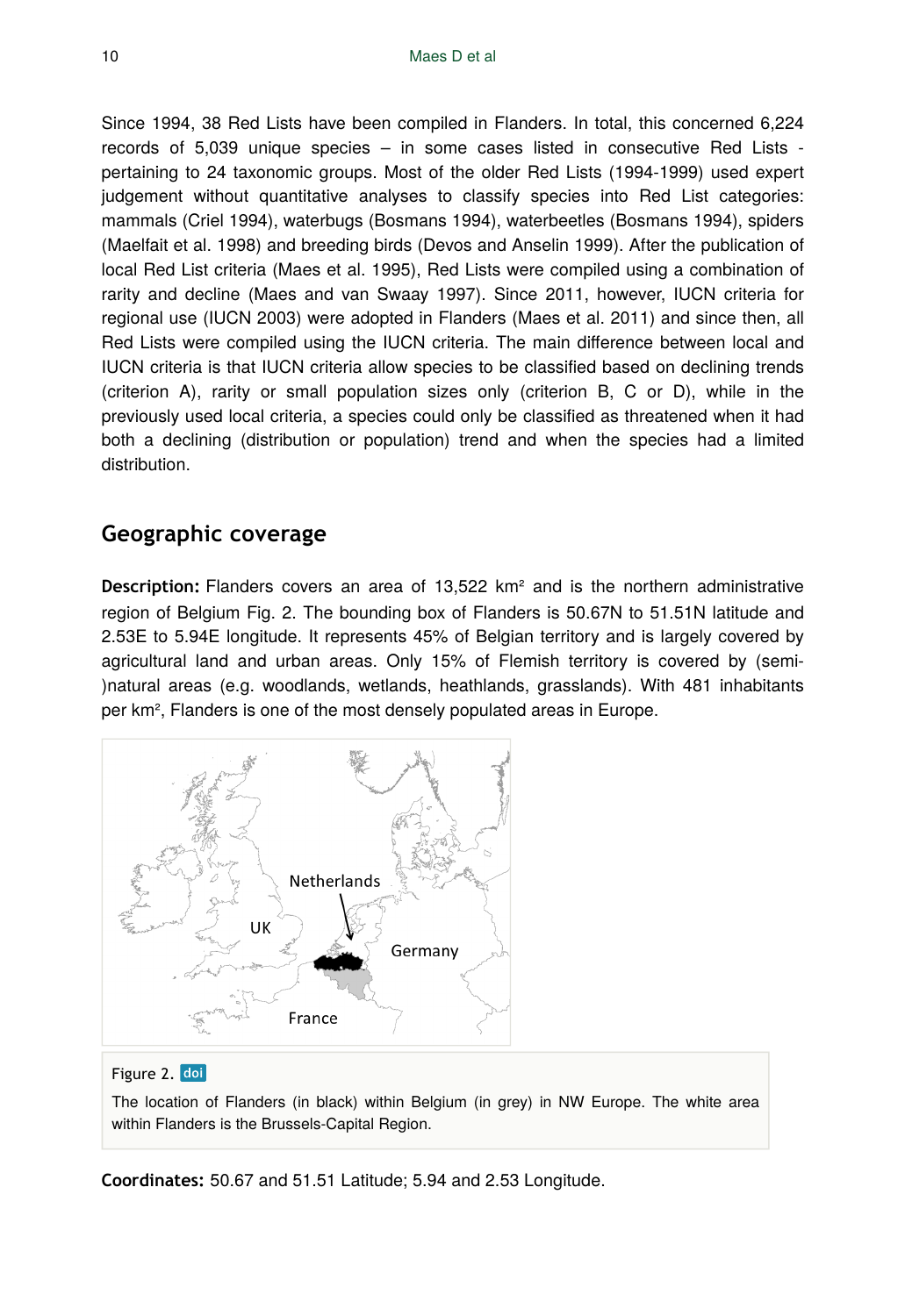Since 1994, 38 Red Lists have been compiled in Flanders. In total, this concerned 6,224 records of 5,039 unique species – in some cases listed in consecutive Red Lists - pertaining to 24 taxonomic groups. Most of the older Red Lists (1994-1999) used expert judgement without quantitative analyses to classify species into Red List categories: mammals (Criel 1994), waterbugs (Bosmans 1994), waterbeetles (Bosmans 1994), spiders (Maelfait et al. 1998) and breeding birds (Devos and Anselin 1999). After the publication of local Red List criteria (Maes et al. 1995), Red Lists were compiled using a combination of rarity and decline (Maes and van Swaay 1997). Since 2011, however, IUCN criteria for regional use (IUCN 2003) were adopted in Flanders (Maes et al. 2011) and since then, all Red Lists were compiled using the IUCN criteria. The main difference between local and IUCN criteria is that IUCN criteria allow species to be classified based on declining trends (criterion A), rarity or small population sizes only (criterion B, C or D), while in the previously used local criteria, a species could only be classified as threatened when it had both a declining (distribution or population) trend and when the species had a limited distribution.

## Geographic coverage

**Description:** Flanders covers an area of 13,522 km² and is the northern administrative region of Belgium Fig. 2. The bounding box of Flanders is 50.67N to 51.51N latitude and 2.53E to 5.94E longitude. It represents 45% of Belgian territory and is largely covered by agricultural land and urban areas. Only 15% of Flemish territory is covered by (semi-)natural areas (e.g. woodlands, wetlands, heathlands, grasslands). With 481 inhabitants per km², Flanders is one of the most densely populated areas in Europe.

Figure 2. doi

The location of Flanders (in black) within Belgium (in grey) in NW Europe. The white area within Flanders is the Brussels-Capital Region.

**Coordinates:** 50.67 and 51.51 Latitude; 5.94 and 2.53 Longitude.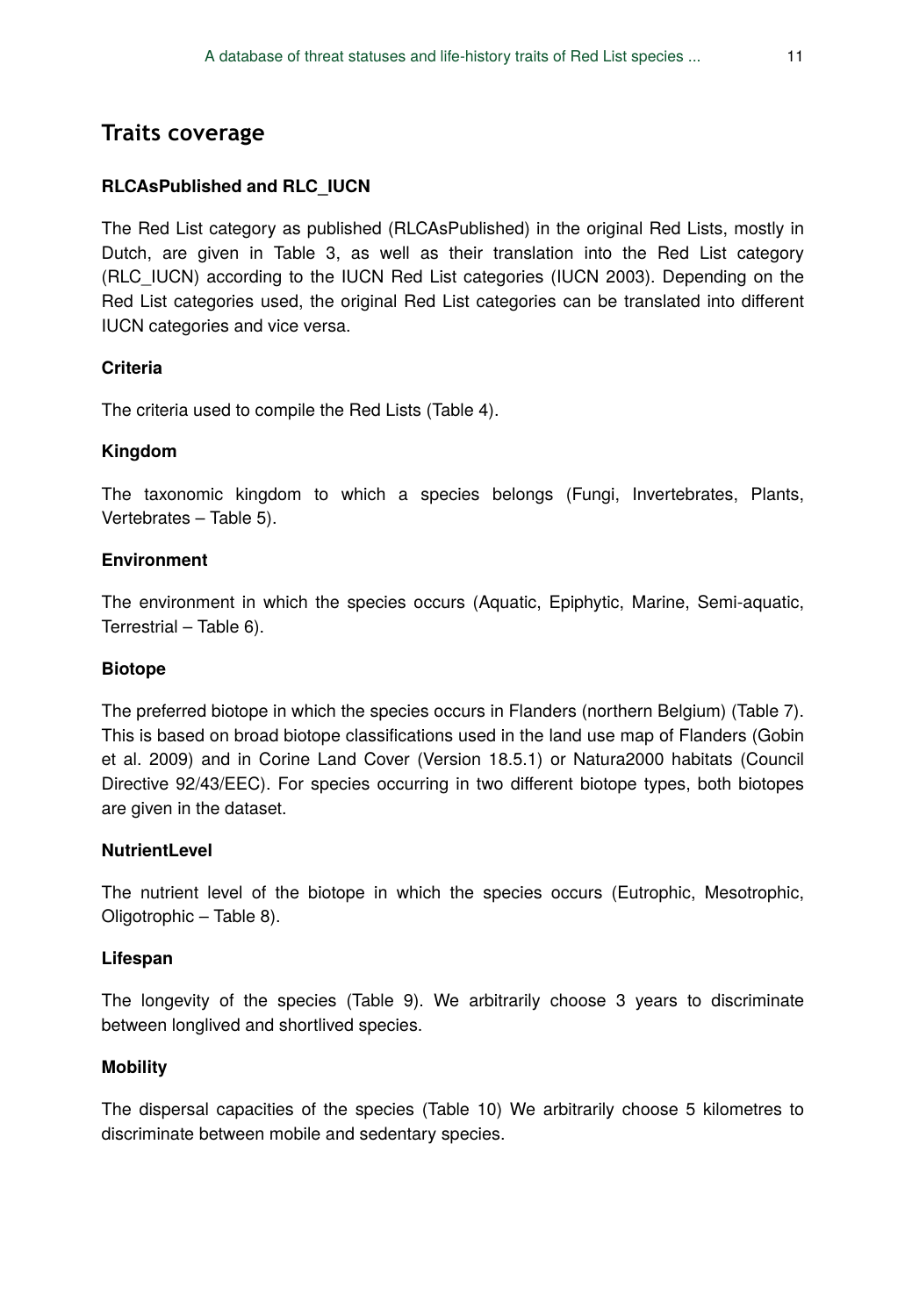## Traits coverage

### RLCAsPublished and RLC_IUCN

The Red List category as published (RLCAsPublished) in the original Red Lists, mostly in Dutch, are given in Table 3, as well as their translation into the Red List category (RLC_IUCN) according to the IUCN Red List categories (IUCN 2003). Depending on the Red List categories used, the original Red List categories can be translated into different IUCN categories and vice versa.

### Criteria

The criteria used to compile the Red Lists (Table 4).

### Kingdom

The taxonomic kingdom to which a species belongs (Fungi, Invertebrates, Plants, Vertebrates – Table 5).

### Environment

The environment in which the species occurs (Aquatic, Epiphytic, Marine, Semi-aquatic, Terrestrial – Table 6).

### Biotope

The preferred biotope in which the species occurs in Flanders (northern Belgium) (Table 7). This is based on broad biotope classifications used in the land use map of Flanders (Gobin et al. 2009) and in Corine Land Cover (Version 18.5.1) or Natura2000 habitats (Council Directive 92/43/EEC). For species occurring in two different biotope types, both biotopes are given in the dataset.

### NutrientLevel

The nutrient level of the biotope in which the species occurs (Eutrophic, Mesotrophic, Oligotrophic – Table 8).

### Lifespan

The longevity of the species (Table 9). We arbitrarily choose 3 years to discriminate between longlived and shortlived species.

### Mobility

The dispersal capacities of the species (Table 10) We arbitrarily choose 5 kilometres to discriminate between mobile and sedentary species.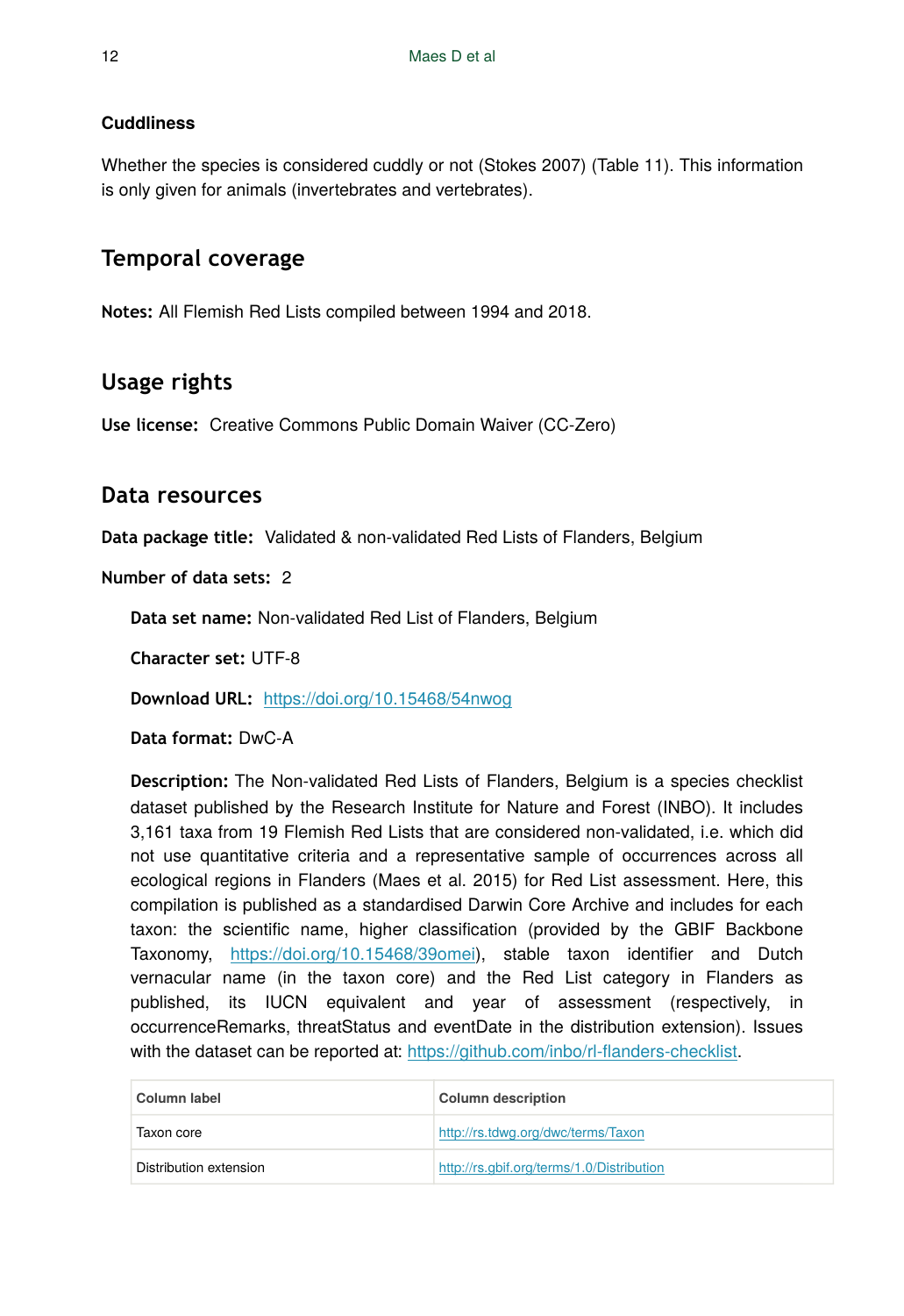### Cuddliness

Whether the species is considered cuddly or not (Stokes 2007) (Table 11). This information is only given for animals (invertebrates and vertebrates).

## Temporal coverage

**Notes:** All Flemish Red Lists compiled between 1994 and 2018.

## Usage rights

**Use license:** Creative Commons Public Domain Waiver (CC-Zero)

## Data resources

**Data package title:** Validated & non-validated Red Lists of Flanders, Belgium

**Number of data sets:** 2

**Data set name:** Non-validated Red List of Flanders, Belgium

**Character set:** UTF-8

**Download URL:** https://doi.org/10.15468/54nwog

**Data format:** DwC-A

**Description:** The Non-validated Red Lists of Flanders, Belgium is a species checklist dataset published by the Research Institute for Nature and Forest (INBO). It includes 3,161 taxa from 19 Flemish Red Lists that are considered non-validated, i.e. which did not use quantitative criteria and a representative sample of occurrences across all ecological regions in Flanders (Maes et al. 2015) for Red List assessment. Here, this compilation is published as a standardised Darwin Core Archive and includes for each taxon: the scientific name, higher classification (provided by the GBIF Backbone Taxonomy, https://doi.org/10.15468/39omei), stable taxon identifier and Dutch vernacular name (in the taxon core) and the Red List category in Flanders as published, its IUCN equivalent and year of assessment (respectively, in occurrenceRemarks, threatStatus and eventDate in the distribution extension). Issues with the dataset can be reported at: https://github.com/inbo/rl-flanders-checklist.

| Column label | Column description |
| --- | --- |
| Taxon core | http://rs.tdwg.org/dwc/terms/Taxon |
| Distribution extension | http://rs.gbif.org/terms/1.0/Distribution |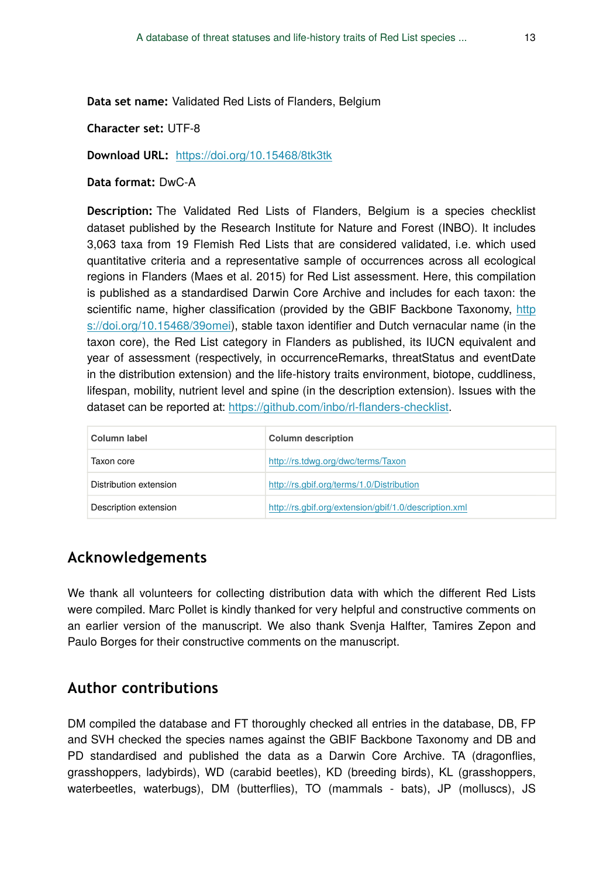**Data set name:** Validated Red Lists of Flanders, Belgium

**Character set:** UTF-8

**Download URL:** https://doi.org/10.15468/8tk3tk

**Data format:** DwC-A

**Description:** The Validated Red Lists of Flanders, Belgium is a species checklist dataset published by the Research Institute for Nature and Forest (INBO). It includes 3,063 taxa from 19 Flemish Red Lists that are considered validated, i.e. which used quantitative criteria and a representative sample of occurrences across all ecological regions in Flanders (Maes et al. 2015) for Red List assessment. Here, this compilation is published as a standardised Darwin Core Archive and includes for each taxon: the scientific name, higher classification (provided by the GBIF Backbone Taxonomy, https://doi.org/10.15468/39omei), stable taxon identifier and Dutch vernacular name (in the taxon core), the Red List category in Flanders as published, its IUCN equivalent and year of assessment (respectively, in occurrenceRemarks, threatStatus and eventDate in the distribution extension) and the life-history traits environment, biotope, cuddliness, lifespan, mobility, nutrient level and spine (in the description extension). Issues with the dataset can be reported at: https://github.com/inbo/rl-flanders-checklist.

| Column label | Column description |
|---|---|
| Taxon core | http://rs.tdwg.org/dwc/terms/Taxon |
| Distribution extension | http://rs.gbif.org/terms/1.0/Distribution |
| Description extension | http://rs.gbif.org/extension/gbif/1.0/description.xml |

## Acknowledgements

We thank all volunteers for collecting distribution data with which the different Red Lists were compiled. Marc Pollet is kindly thanked for very helpful and constructive comments on an earlier version of the manuscript. We also thank Svenja Halfter, Tamires Zepon and Paulo Borges for their constructive comments on the manuscript.

## Author contributions

DM compiled the database and FT thoroughly checked all entries in the database, DB, FP and SVH checked the species names against the GBIF Backbone Taxonomy and DB and PD standardised and published the data as a Darwin Core Archive. TA (dragonflies, grasshoppers, ladybirds), WD (carabid beetles), KD (breeding birds), KL (grasshoppers, waterbeetles, waterbugs), DM (butterflies), TO (mammals - bats), JP (molluscs), JS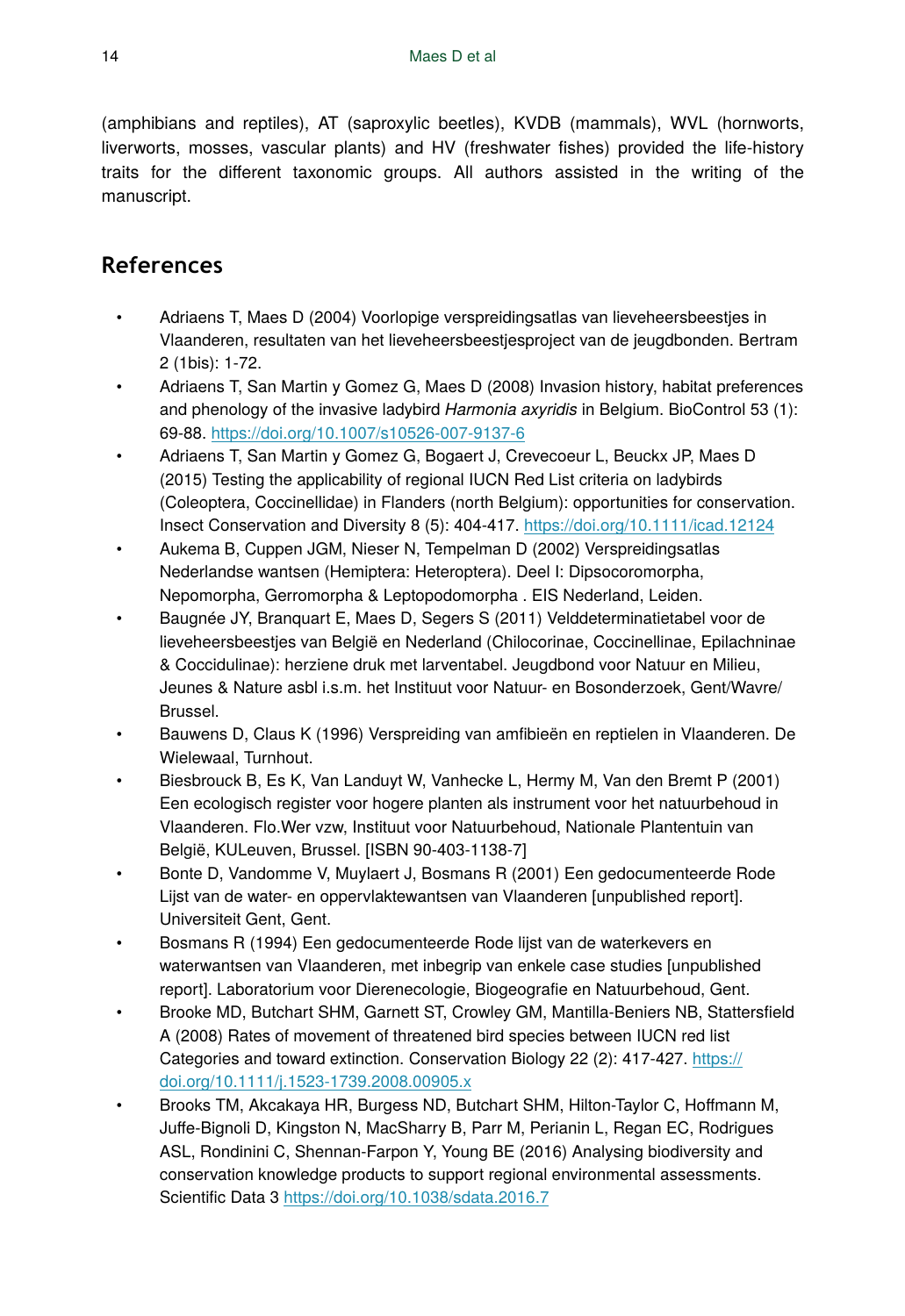(amphibians and reptiles), AT (saproxylic beetles), KVDB (mammals), WVL (hornworts, liverworts, mosses, vascular plants) and HV (freshwater fishes) provided the life-history traits for the different taxonomic groups. All authors assisted in the writing of the manuscript.

## References

- Adriaens T, Maes D (2004) Voorlopige verspreidingsatlas van lieveheersbeestjes in Vlaanderen, resultaten van het lieveheersbeestjesproject van de jeugdbonden. Bertram 2 (1bis): 1-72.
- Adriaens T, San Martin y Gomez G, Maes D (2008) Invasion history, habitat preferences and phenology of the invasive ladybird *Harmonia axyridis* in Belgium. BioControl 53 (1): 69-88. https://doi.org/10.1007/s10526-007-9137-6
- Adriaens T, San Martin y Gomez G, Bogaert J, Crevecoeur L, Beuckx JP, Maes D (2015) Testing the applicability of regional IUCN Red List criteria on ladybirds (Coleoptera, Coccinellidae) in Flanders (north Belgium): opportunities for conservation. Insect Conservation and Diversity 8 (5): 404-417. https://doi.org/10.1111/icad.12124
- Aukema B, Cuppen JGM, Nieser N, Tempelman D (2002) Verspreidingsatlas Nederlandse wantsen (Hemiptera: Heteroptera). Deel I: Dipsocoromorpha, Nepomorpha, Gerromorpha & Leptopodomorpha . EIS Nederland, Leiden.
- Baugnée JY, Branquart E, Maes D, Segers S (2011) Velddeterminatietabel voor de lieveheersbeestjes van België en Nederland (Chilocorinae, Coccinellinae, Epilachninae & Coccidulinae): herziene druk met larventabel. Jeugdbond voor Natuur en Milieu, Jeunes & Nature asbl i.s.m. het Instituut voor Natuur- en Bosonderzoek, Gent/Wavre/ Brussel.
- Bauwens D, Claus K (1996) Verspreiding van amfibieën en reptielen in Vlaanderen. De Wielewaal, Turnhout.
- Biesbrouck B, Es K, Van Landuyt W, Vanhecke L, Hermy M, Van den Bremt P (2001) Een ecologisch register voor hogere planten als instrument voor het natuurbehoud in Vlaanderen. Flo.Wer vzw, Instituut voor Natuurbehoud, Nationale Plantentuin van België, KULeuven, Brussel. [ISBN 90-403-1138-7]
- Bonte D, Vandomme V, Muylaert J, Bosmans R (2001) Een gedocumenteerde Rode Lijst van de water- en oppervlaktewantsen van Vlaanderen [unpublished report]. Universiteit Gent, Gent.
- Bosmans R (1994) Een gedocumenteerde Rode lijst van de waterkevers en waterwantsen van Vlaanderen, met inbegrip van enkele case studies [unpublished report]. Laboratorium voor Dierenecologie, Biogeografie en Natuurbehoud, Gent.
- Brooke MD, Butchart SHM, Garnett ST, Crowley GM, Mantilla-Beniers NB, Stattersfield A (2008) Rates of movement of threatened bird species between IUCN red list Categories and toward extinction. Conservation Biology 22 (2): 417-427. https://doi.org/10.1111/j.1523-1739.2008.00905.x
- Brooks TM, Akcakaya HR, Burgess ND, Butchart SHM, Hilton-Taylor C, Hoffmann M, Juffe-Bignoli D, Kingston N, MacSharry B, Parr M, Perianin L, Regan EC, Rodrigues ASL, Rondinini C, Shennan-Farpon Y, Young BE (2016) Analysing biodiversity and conservation knowledge products to support regional environmental assessments. Scientific Data 3 https://doi.org/10.1038/sdata.2016.7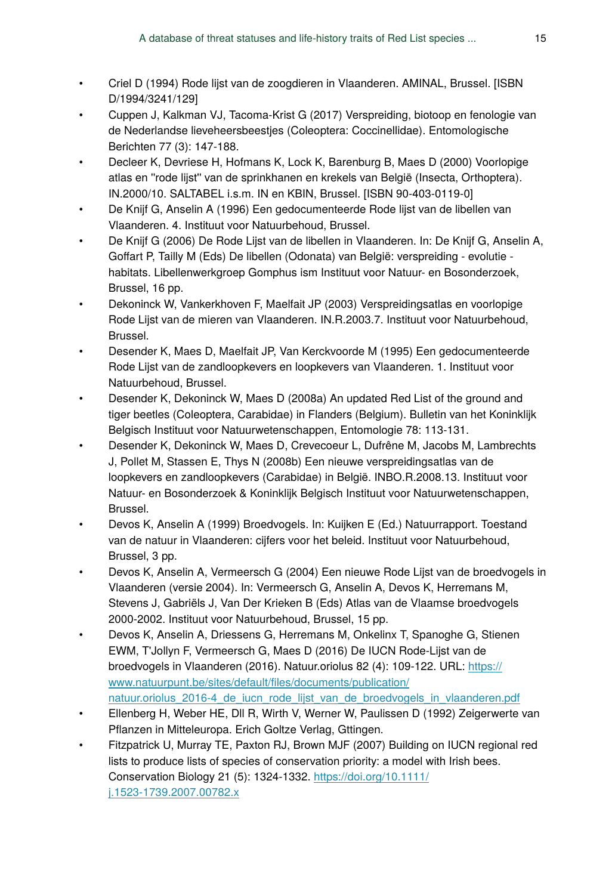- Criel D (1994) Rode lijst van de zoogdieren in Vlaanderen. AMINAL, Brussel. [ISBN D/1994/3241/129]
- Cuppen J, Kalkman VJ, Tacoma-Krist G (2017) Verspreiding, biotoop en fenologie van de Nederlandse lieveheersbeestjes (Coleoptera: Coccinellidae). Entomologische Berichten 77 (3): 147-188.
- Decleer K, Devriese H, Hofmans K, Lock K, Barenburg B, Maes D (2000) Voorlopige atlas en "rode lijst" van de sprinkhanen en krekels van België (Insecta, Orthoptera). IN.2000/10. SALTABEL i.s.m. IN en KBIN, Brussel. [ISBN 90-403-0119-0]
- De Knijf G, Anselin A (1996) Een gedocumenteerde Rode lijst van de libellen van Vlaanderen. 4. Instituut voor Natuurbehoud, Brussel.
- De Knijf G (2006) De Rode Lijst van de libellen in Vlaanderen. In: De Knijf G, Anselin A, Goffart P, Tailly M (Eds) De libellen (Odonata) van België: verspreiding - evolutie - habitats. Libellenwerkgroep Gomphus ism Instituut voor Natuur- en Bosonderzoek, Brussel, 16 pp.
- Dekoninck W, Vankerkhoven F, Maelfait JP (2003) Verspreidingsatlas en voorlopige Rode Lijst van de mieren van Vlaanderen. IN.R.2003.7. Instituut voor Natuurbehoud, Brussel.
- Desender K, Maes D, Maelfait JP, Van Kerckvoorde M (1995) Een gedocumenteerde Rode Lijst van de zandloopkevers en loopkevers van Vlaanderen. 1. Instituut voor Natuurbehoud, Brussel.
- Desender K, Dekoninck W, Maes D (2008a) An updated Red List of the ground and tiger beetles (Coleoptera, Carabidae) in Flanders (Belgium). Bulletin van het Koninklijk Belgisch Instituut voor Natuurwetenschappen, Entomologie 78: 113-131.
- Desender K, Dekoninck W, Maes D, Crevecoeur L, Dufrêne M, Jacobs M, Lambrechts J, Pollet M, Stassen E, Thys N (2008b) Een nieuwe verspreidingsatlas van de loopkevers en zandloopkevers (Carabidae) in België. INBO.R.2008.13. Instituut voor Natuur- en Bosonderzoek & Koninklijk Belgisch Instituut voor Natuurwetenschappen, Brussel.
- Devos K, Anselin A (1999) Broedvogels. In: Kuijken E (Ed.) Natuurrapport. Toestand van de natuur in Vlaanderen: cijfers voor het beleid. Instituut voor Natuurbehoud, Brussel, 3 pp.
- Devos K, Anselin A, Vermeersch G (2004) Een nieuwe Rode Lijst van de broedvogels in Vlaanderen (versie 2004). In: Vermeersch G, Anselin A, Devos K, Herremans M, Stevens J, Gabriëls J, Van Der Krieken B (Eds) Atlas van de Vlaamse broedvogels 2000-2002. Instituut voor Natuurbehoud, Brussel, 15 pp.
- Devos K, Anselin A, Driessens G, Herremans M, Onkelinx T, Spanoghe G, Stienen EWM, T'Jollyn F, Vermeersch G, Maes D (2016) De IUCN Rode-Lijst van de broedvogels in Vlaanderen (2016). Natuur.oriolus 82 (4): 109-122. URL: [https://www.natuurpunt.be/sites/default/files/documents/publication/natuur.oriolus_2016-4_de_iucn_rode_lijst_van_de_broedvogels_in_vlaanderen.pdf](https://www.natuurpunt.be/sites/default/files/documents/publication/natuur.oriolus_2016-4_de_iucn_rode_lijst_van_de_broedvogels_in_vlaanderen.pdf)
- Ellenberg H, Weber HE, Dll R, Wirth V, Werner W, Paulissen D (1992) Zeigerwerte van Pflanzen in Mitteleuropa. Erich Goltze Verlag, Gttingen.
- Fitzpatrick U, Murray TE, Paxton RJ, Brown MJF (2007) Building on IUCN regional red lists to produce lists of species of conservation priority: a model with Irish bees. Conservation Biology 21 (5): 1324-1332. [https://doi.org/10.1111/j.1523-1739.2007.00782.x](https://doi.org/10.1111/j.1523-1739.2007.00782.x)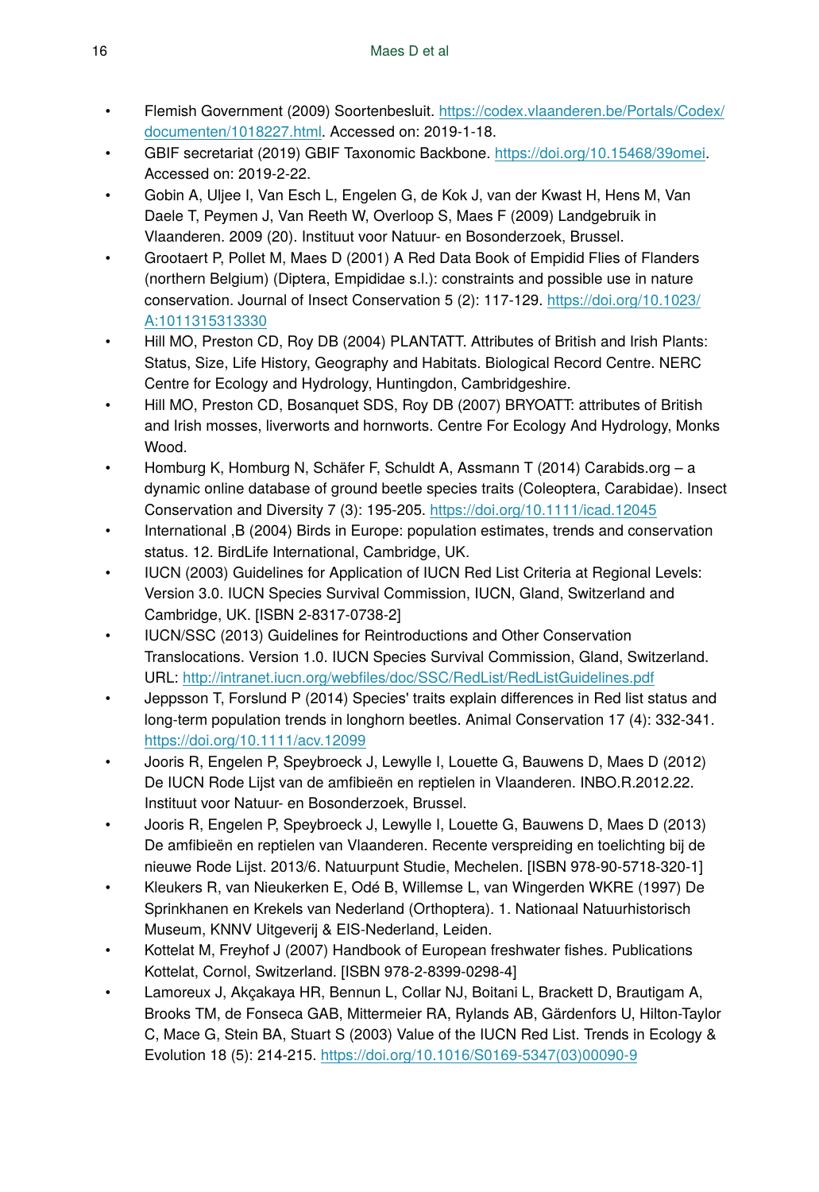- Flemish Government (2009) Soortenbesluit. https://codex.vlaanderen.be/Portals/Codex/documenten/1018227.html. Accessed on: 2019-1-18.
- GBIF secretariat (2019) GBIF Taxonomic Backbone. https://doi.org/10.15468/39omei. Accessed on: 2019-2-22.
- Gobin A, Uljee I, Van Esch L, Engelen G, de Kok J, van der Kwast H, Hens M, Van Daele T, Peymen J, Van Reeth W, Overloop S, Maes F (2009) Landgebruik in Vlaanderen. 2009 (20). Instituut voor Natuur- en Bosonderzoek, Brussel.
- Grootaert P, Pollet M, Maes D (2001) A Red Data Book of Empidid Flies of Flanders (northern Belgium) (Diptera, Empididae s.l.): constraints and possible use in nature conservation. Journal of Insect Conservation 5 (2): 117-129. https://doi.org/10.1023/A:1011315313330
- Hill MO, Preston CD, Roy DB (2004) PLANTATT. Attributes of British and Irish Plants: Status, Size, Life History, Geography and Habitats. Biological Record Centre. NERC Centre for Ecology and Hydrology, Huntingdon, Cambridgeshire.
- Hill MO, Preston CD, Bosanquet SDS, Roy DB (2007) BRYOATT: attributes of British and Irish mosses, liverworts and hornworts. Centre For Ecology And Hydrology, Monks Wood.
- Homburg K, Homburg N, Schäfer F, Schuldt A, Assmann T (2014) Carabids.org – a dynamic online database of ground beetle species traits (Coleoptera, Carabidae). Insect Conservation and Diversity 7 (3): 195-205. https://doi.org/10.1111/icad.12045
- International ,B (2004) Birds in Europe: population estimates, trends and conservation status. 12. BirdLife International, Cambridge, UK.
- IUCN (2003) Guidelines for Application of IUCN Red List Criteria at Regional Levels: Version 3.0. IUCN Species Survival Commission, IUCN, Gland, Switzerland and Cambridge, UK. [ISBN 2-8317-0738-2]
- IUCN/SSC (2013) Guidelines for Reintroductions and Other Conservation Translocations. Version 1.0. IUCN Species Survival Commission, Gland, Switzerland. URL: http://intranet.iucn.org/webfiles/doc/SSC/RedList/RedListGuidelines.pdf
- Jeppsson T, Forslund P (2014) Species' traits explain differences in Red list status and long-term population trends in longhorn beetles. Animal Conservation 17 (4): 332-341. https://doi.org/10.1111/acv.12099
- Jooris R, Engelen P, Speybroeck J, Lewylle I, Louette G, Bauwens D, Maes D (2012) De IUCN Rode Lijst van de amfibieën en reptielen in Vlaanderen. INBO.R.2012.22. Instituut voor Natuur- en Bosonderzoek, Brussel.
- Jooris R, Engelen P, Speybroeck J, Lewylle I, Louette G, Bauwens D, Maes D (2013) De amfibieën en reptielen van Vlaanderen. Recente verspreiding en toelichting bij de nieuwe Rode Lijst. 2013/6. Natuurpunt Studie, Mechelen. [ISBN 978-90-5718-320-1]
- Kleukers R, van Nieukerken E, Odé B, Willemse L, van Wingerden WKRE (1997) De Sprinkhanen en Krekels van Nederland (Orthoptera). 1. Nationaal Natuurhistorisch Museum, KNNV Uitgeverij & EIS-Nederland, Leiden.
- Kottelat M, Freyhof J (2007) Handbook of European freshwater fishes. Publications Kottelat, Cornol, Switzerland. [ISBN 978-2-8399-0298-4]
- Lamoreux J, Akçakaya HR, Bennun L, Collar NJ, Boitani L, Brackett D, Brautigam A, Brooks TM, de Fonseca GAB, Mittermeier RA, Rylands AB, Gärdenfors U, Hilton-Taylor C, Mace G, Stein BA, Stuart S (2003) Value of the IUCN Red List. Trends in Ecology & Evolution 18 (5): 214-215. https://doi.org/10.1016/S0169-5347(03)00090-9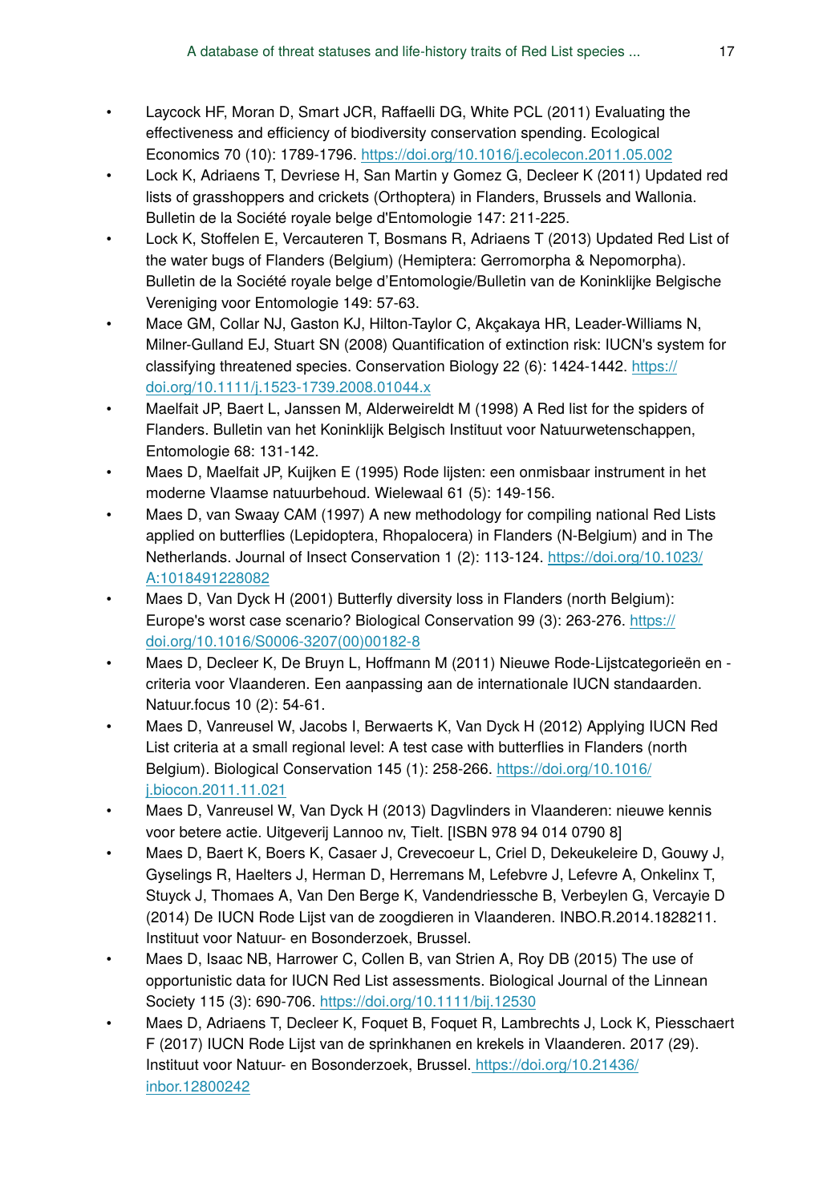- Laycock HF, Moran D, Smart JCR, Raffaelli DG, White PCL (2011) Evaluating the effectiveness and efficiency of biodiversity conservation spending. Ecological Economics 70 (10): 1789-1796. https://doi.org/10.1016/j.ecolecon.2011.05.002
- Lock K, Adriaens T, Devriese H, San Martin y Gomez G, Decleer K (2011) Updated red lists of grasshoppers and crickets (Orthoptera) in Flanders, Brussels and Wallonia. Bulletin de la Société royale belge d'Entomologie 147: 211-225.
- Lock K, Stoffelen E, Vercauteren T, Bosmans R, Adriaens T (2013) Updated Red List of the water bugs of Flanders (Belgium) (Hemiptera: Gerromorpha & Nepomorpha). Bulletin de la Société royale belge d'Entomologie/Bulletin van de Koninklijke Belgische Vereniging voor Entomologie 149: 57-63.
- Mace GM, Collar NJ, Gaston KJ, Hilton-Taylor C, Akçakaya HR, Leader-Williams N, Milner-Gulland EJ, Stuart SN (2008) Quantification of extinction risk: IUCN's system for classifying threatened species. Conservation Biology 22 (6): 1424-1442. https://doi.org/10.1111/j.1523-1739.2008.01044.x
- Maelfait JP, Baert L, Janssen M, Alderweireldt M (1998) A Red list for the spiders of Flanders. Bulletin van het Koninklijk Belgisch Instituut voor Natuurwetenschappen, Entomologie 68: 131-142.
- Maes D, Maelfait JP, Kuijken E (1995) Rode lijsten: een onmisbaar instrument in het moderne Vlaamse natuurbehoud. Wielewaal 61 (5): 149-156.
- Maes D, van Swaay CAM (1997) A new methodology for compiling national Red Lists applied on butterflies (Lepidoptera, Rhopalocera) in Flanders (N-Belgium) and in The Netherlands. Journal of Insect Conservation 1 (2): 113-124. https://doi.org/10.1023/A:1018491228082
- Maes D, Van Dyck H (2001) Butterfly diversity loss in Flanders (north Belgium): Europe's worst case scenario? Biological Conservation 99 (3): 263-276. https://doi.org/10.1016/S0006-3207(00)00182-8
- Maes D, Decleer K, De Bruyn L, Hoffmann M (2011) Nieuwe Rode-Lijstcategorieën en -criteria voor Vlaanderen. Een aanpassing aan de internationale IUCN standaarden. Natuur.focus 10 (2): 54-61.
- Maes D, Vanreusel W, Jacobs I, Berwaerts K, Van Dyck H (2012) Applying IUCN Red List criteria at a small regional level: A test case with butterflies in Flanders (north Belgium). Biological Conservation 145 (1): 258-266. https://doi.org/10.1016/j.biocon.2011.11.021
- Maes D, Vanreusel W, Van Dyck H (2013) Dagvlinders in Vlaanderen: nieuwe kennis voor betere actie. Uitgeverij Lannoo nv, Tielt. [ISBN 978 94 014 0790 8]
- Maes D, Baert K, Boers K, Casaer J, Crevecoeur L, Criel D, Dekeukeleire D, Gouwy J, Gyselings R, Haelters J, Herman D, Herremans M, Lefebvre J, Lefevre A, Onkelinx T, Stuyck J, Thomaes A, Van Den Berge K, Vandendriessche B, Verbeylen G, Vercayie D (2014) De IUCN Rode Lijst van de zoogdieren in Vlaanderen. INBO.R.2014.1828211. Instituut voor Natuur- en Bosonderzoek, Brussel.
- Maes D, Isaac NB, Harrower C, Collen B, van Strien A, Roy DB (2015) The use of opportunistic data for IUCN Red List assessments. Biological Journal of the Linnean Society 115 (3): 690-706. https://doi.org/10.1111/bij.12530
- Maes D, Adriaens T, Decleer K, Foquet B, Foquet R, Lambrechts J, Lock K, Piesschaert F (2017) IUCN Rode Lijst van de sprinkhanen en krekels in Vlaanderen. 2017 (29). Instituut voor Natuur- en Bosonderzoek, Brussel. https://doi.org/10.21436/inbor.12800242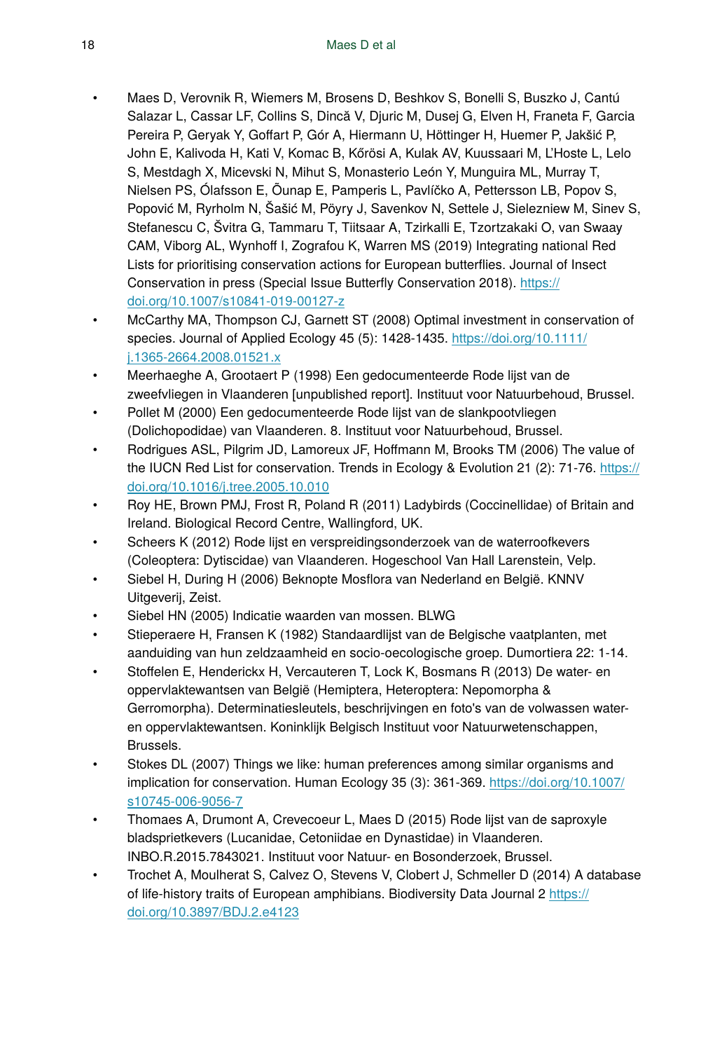- Maes D, Verovnik R, Wiemers M, Brosens D, Beshkov S, Bonelli S, Buszko J, Cantú Salazar L, Cassar LF, Collins S, Dincă V, Djuric M, Dusej G, Elven H, Franeta F, Garcia Pereira P, Geryak Y, Goffart P, Gór A, Hiermann U, Höttinger H, Huemer P, Jakšić P, John E, Kalivoda H, Kati V, Komac B, Kőrösi A, Kulak AV, Kuussaari M, L'Hoste L, Lelo S, Mestdagh X, Micevski N, Mihut S, Monasterio León Y, Munguira ML, Murray T, Nielsen PS, Ólafsson E, Õunap E, Pamperis L, Pavlíčko A, Pettersson LB, Popov S, Popović M, Ryrholm N, Šašić M, Pöyry J, Savenkov N, Settele J, Sielezniew M, Sinev S, Stefanescu C, Švitra G, Tammaru T, Tiitsaar A, Tzirkalli E, Tzortzakaki O, van Swaay CAM, Viborg AL, Wynhoff I, Zografou K, Warren MS (2019) Integrating national Red Lists for prioritising conservation actions for European butterflies. Journal of Insect Conservation in press (Special Issue Butterfly Conservation 2018). https://doi.org/10.1007/s10841-019-00127-z
- McCarthy MA, Thompson CJ, Garnett ST (2008) Optimal investment in conservation of species. Journal of Applied Ecology 45 (5): 1428-1435. https://doi.org/10.1111/j.1365-2664.2008.01521.x
- Meerhaeghe A, Grootaert P (1998) Een gedocumenteerde Rode lijst van de zweefvliegen in Vlaanderen [unpublished report]. Instituut voor Natuurbehoud, Brussel.
- Pollet M (2000) Een gedocumenteerde Rode lijst van de slankpootvliegen (Dolichopodidae) van Vlaanderen. 8. Instituut voor Natuurbehoud, Brussel.
- Rodrigues ASL, Pilgrim JD, Lamoreux JF, Hoffmann M, Brooks TM (2006) The value of the IUCN Red List for conservation. Trends in Ecology & Evolution 21 (2): 71-76. https://doi.org/10.1016/j.tree.2005.10.010
- Roy HE, Brown PMJ, Frost R, Poland R (2011) Ladybirds (Coccinellidae) of Britain and Ireland. Biological Record Centre, Wallingford, UK.
- Scheers K (2012) Rode lijst en verspreidingsonderzoek van de waterroofkevers (Coleoptera: Dytiscidae) van Vlaanderen. Hogeschool Van Hall Larenstein, Velp.
- Siebel H, During H (2006) Beknopte Mosflora van Nederland en België. KNNV Uitgeverij, Zeist.
- Siebel HN (2005) Indicatie waarden van mossen. BLWG
- Stieperaere H, Fransen K (1982) Standaardlijst van de Belgische vaatplanten, met aanduiding van hun zeldzaamheid en socio-oecologische groep. Dumortiera 22: 1-14.
- Stoffelen E, Henderickx H, Vercauteren T, Lock K, Bosmans R (2013) De water- en oppervlaktewantsen van België (Hemiptera, Heteroptera: Nepomorpha & Gerromorpha). Determinatiesleutels, beschrijvingen en foto's van de volwassen water- en oppervlaktewantsen. Koninklijk Belgisch Instituut voor Natuurwetenschappen, Brussels.
- Stokes DL (2007) Things we like: human preferences among similar organisms and implication for conservation. Human Ecology 35 (3): 361-369. https://doi.org/10.1007/s10745-006-9056-7
- Thomaes A, Drumont A, Crevecoeur L, Maes D (2015) Rode lijst van de saproxyle bladsprietkevers (Lucanidae, Cetoniidae en Dynastidae) in Vlaanderen. INBO.R.2015.7843021. Instituut voor Natuur- en Bosonderzoek, Brussel.
- Trochet A, Moulherat S, Calvez O, Stevens V, Clobert J, Schmeller D (2014) A database of life-history traits of European amphibians. Biodiversity Data Journal 2 https://doi.org/10.3897/BDJ.2.e4123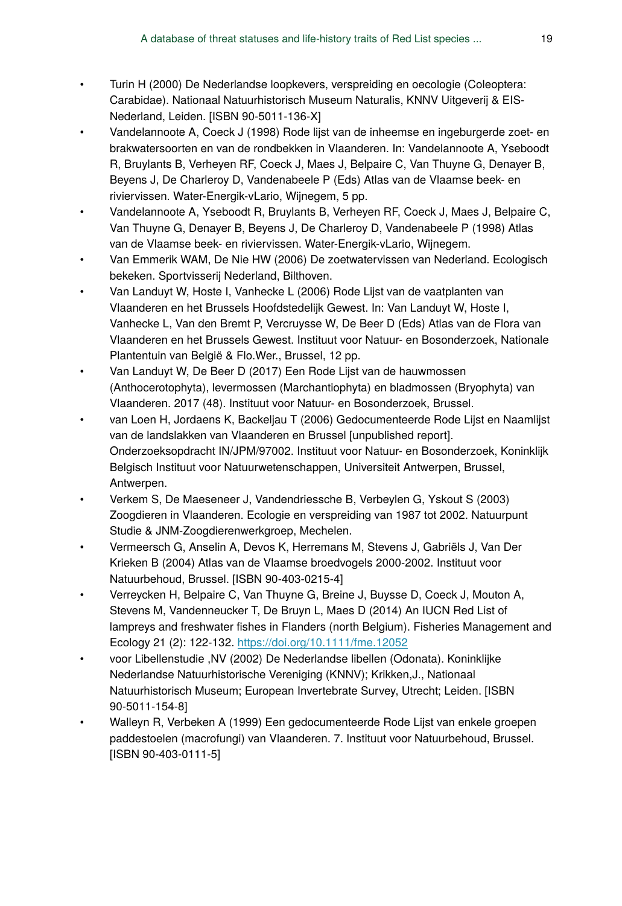- Turin H (2000) De Nederlandse loopkevers, verspreiding en oecologie (Coleoptera: Carabidae). Nationaal Natuurhistorisch Museum Naturalis, KNNV Uitgeverij & EIS-Nederland, Leiden. [ISBN 90-5011-136-X]
- Vandelannoote A, Coeck J (1998) Rode lijst van de inheemse en ingeburgerde zoet- en brakwatersoorten en van de rondbekken in Vlaanderen. In: Vandelannoote A, Yseboodt R, Bruylants B, Verheyen RF, Coeck J, Maes J, Belpaire C, Van Thuyne G, Denayer B, Beyens J, De Charleroy D, Vandenabeele P (Eds) Atlas van de Vlaamse beek- en riviervissen. Water-Energik-vLario, Wijnegem, 5 pp.
- Vandelannoote A, Yseboodt R, Bruylants B, Verheyen RF, Coeck J, Maes J, Belpaire C, Van Thuyne G, Denayer B, Beyens J, De Charleroy D, Vandenabeele P (1998) Atlas van de Vlaamse beek- en riviervissen. Water-Energik-vLario, Wijnegem.
- Van Emmerik WAM, De Nie HW (2006) De zoetwatervissen van Nederland. Ecologisch bekeken. Sportvisserij Nederland, Bilthoven.
- Van Landuyt W, Hoste I, Vanhecke L (2006) Rode Lijst van de vaatplanten van Vlaanderen en het Brussels Hoofdstedelijk Gewest. In: Van Landuyt W, Hoste I, Vanhecke L, Van den Bremt P, Vercruysse W, De Beer D (Eds) Atlas van de Flora van Vlaanderen en het Brussels Gewest. Instituut voor Natuur- en Bosonderzoek, Nationale Plantentuin van België & Flo.Wer., Brussel, 12 pp.
- Van Landuyt W, De Beer D (2017) Een Rode Lijst van de hauwmossen (Anthocerotophyta), levermossen (Marchantiophyta) en bladmossen (Bryophyta) van Vlaanderen. 2017 (48). Instituut voor Natuur- en Bosonderzoek, Brussel.
- van Loen H, Jordaens K, Backeljau T (2006) Gedocumenteerde Rode Lijst en Naamlijst van de landslakken van Vlaanderen en Brussel [unpublished report]. Onderzoeksopdracht IN/JPM/97002. Instituut voor Natuur- en Bosonderzoek, Koninklijk Belgisch Instituut voor Natuurwetenschappen, Universiteit Antwerpen, Brussel, Antwerpen.
- Verkem S, De Maeseneer J, Vandendriessche B, Verbeylen G, Yskout S (2003) Zoogdieren in Vlaanderen. Ecologie en verspreiding van 1987 tot 2002. Natuurpunt Studie & JNM-Zoogdierenwerkgroep, Mechelen.
- Vermeersch G, Anselin A, Devos K, Herremans M, Stevens J, Gabriëls J, Van Der Krieken B (2004) Atlas van de Vlaamse broedvogels 2000-2002. Instituut voor Natuurbehoud, Brussel. [ISBN 90-403-0215-4]
- Verreycken H, Belpaire C, Van Thuyne G, Breine J, Buysse D, Coeck J, Mouton A, Stevens M, Vandenneucker T, De Bruyn L, Maes D (2014) An IUCN Red List of lampreys and freshwater fishes in Flanders (north Belgium). Fisheries Management and Ecology 21 (2): 122-132. https://doi.org/10.1111/fme.12052
- voor Libellenstudie ,NV (2002) De Nederlandse libellen (Odonata). Koninklijke Nederlandse Natuurhistorische Vereniging (KNNV); Krikken,J., Nationaal Natuurhistorisch Museum; European Invertebrate Survey, Utrecht; Leiden. [ISBN 90-5011-154-8]
- Walleyn R, Verbeken A (1999) Een gedocumenteerde Rode Lijst van enkele groepen paddestoelen (macrofungi) van Vlaanderen. 7. Instituut voor Natuurbehoud, Brussel. [ISBN 90-403-0111-5]